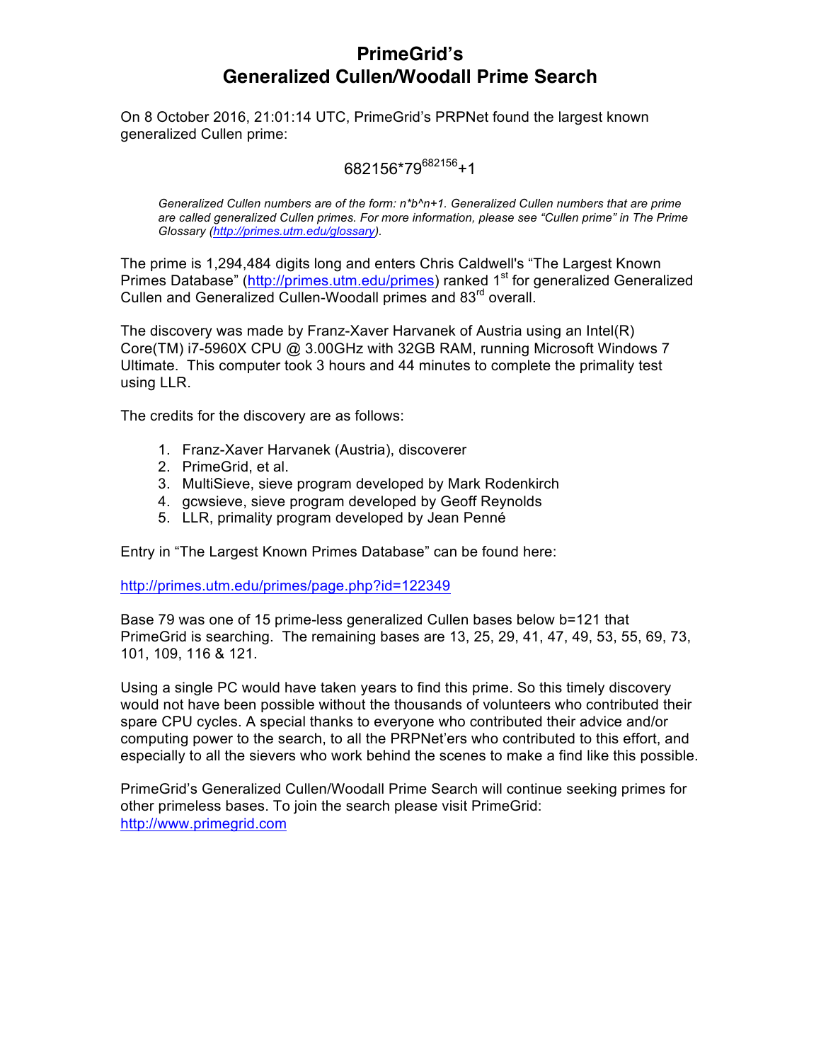# PrimeGrid's
# Generalized Cullen/Woodall Prime Search

On 8 October 2016, 21:01:14 UTC, PrimeGrid's PRPNet found the largest known generalized Cullen prime:

$$682156*79^{682156}+1$$

*Generalized Cullen numbers are of the form: n*b^n+1. Generalized Cullen numbers that are prime are called generalized Cullen primes. For more information, please see "Cullen prime" in The Prime Glossary (http://primes.utm.edu/glossary).*

The prime is 1,294,484 digits long and enters Chris Caldwell's "The Largest Known Primes Database" (http://primes.utm.edu/primes) ranked 1st for generalized Generalized Cullen and Generalized Cullen-Woodall primes and 83rd overall.

The discovery was made by Franz-Xaver Harvanek of Austria using an Intel(R) Core(TM) i7-5960X CPU @ 3.00GHz with 32GB RAM, running Microsoft Windows 7 Ultimate. This computer took 3 hours and 44 minutes to complete the primality test using LLR.

The credits for the discovery are as follows:

1. Franz-Xaver Harvanek (Austria), discoverer
2. PrimeGrid, et al.
3. MultiSieve, sieve program developed by Mark Rodenkirch
4. gcwsieve, sieve program developed by Geoff Reynolds
5. LLR, primality program developed by Jean Penné

Entry in "The Largest Known Primes Database" can be found here:

http://primes.utm.edu/primes/page.php?id=122349

Base 79 was one of 15 prime-less generalized Cullen bases below b=121 that PrimeGrid is searching. The remaining bases are 13, 25, 29, 41, 47, 49, 53, 55, 69, 73, 101, 109, 116 & 121.

Using a single PC would have taken years to find this prime. So this timely discovery would not have been possible without the thousands of volunteers who contributed their spare CPU cycles. A special thanks to everyone who contributed their advice and/or computing power to the search, to all the PRPNet'ers who contributed to this effort, and especially to all the sievers who work behind the scenes to make a find like this possible.

PrimeGrid's Generalized Cullen/Woodall Prime Search will continue seeking primes for other primeless bases. To join the search please visit PrimeGrid: http://www.primegrid.com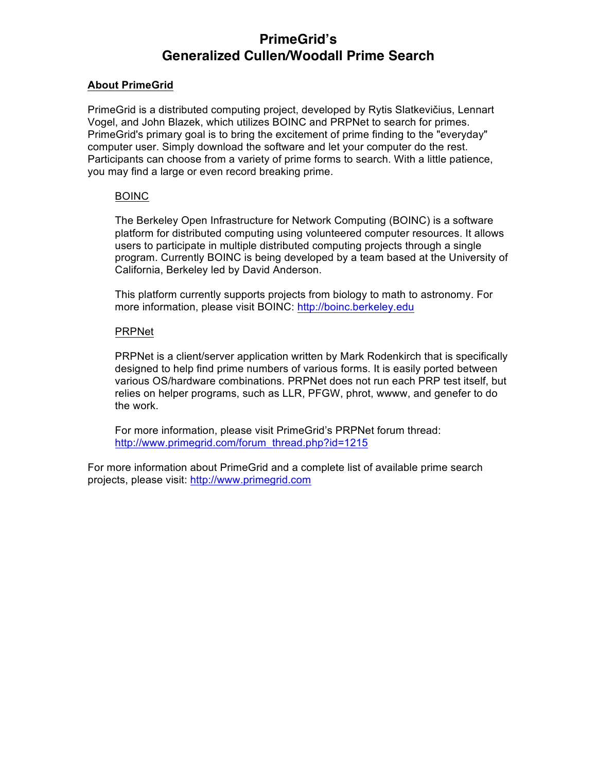# PrimeGrid's
# Generalized Cullen/Woodall Prime Search

## About PrimeGrid

PrimeGrid is a distributed computing project, developed by Rytis Slatkevičius, Lennart Vogel, and John Blazek, which utilizes BOINC and PRPNet to search for primes. PrimeGrid's primary goal is to bring the excitement of prime finding to the "everyday" computer user. Simply download the software and let your computer do the rest. Participants can choose from a variety of prime forms to search. With a little patience, you may find a large or even record breaking prime.

### BOINC

The Berkeley Open Infrastructure for Network Computing (BOINC) is a software platform for distributed computing using volunteered computer resources. It allows users to participate in multiple distributed computing projects through a single program. Currently BOINC is being developed by a team based at the University of California, Berkeley led by David Anderson.

This platform currently supports projects from biology to math to astronomy. For more information, please visit BOINC: http://boinc.berkeley.edu

### PRPNet

PRPNet is a client/server application written by Mark Rodenkirch that is specifically designed to help find prime numbers of various forms. It is easily ported between various OS/hardware combinations. PRPNet does not run each PRP test itself, but relies on helper programs, such as LLR, PFGW, phrot, wwww, and genefer to do the work.

For more information, please visit PrimeGrid's PRPNet forum thread: http://www.primegrid.com/forum_thread.php?id=1215

For more information about PrimeGrid and a complete list of available prime search projects, please visit: http://www.primegrid.com